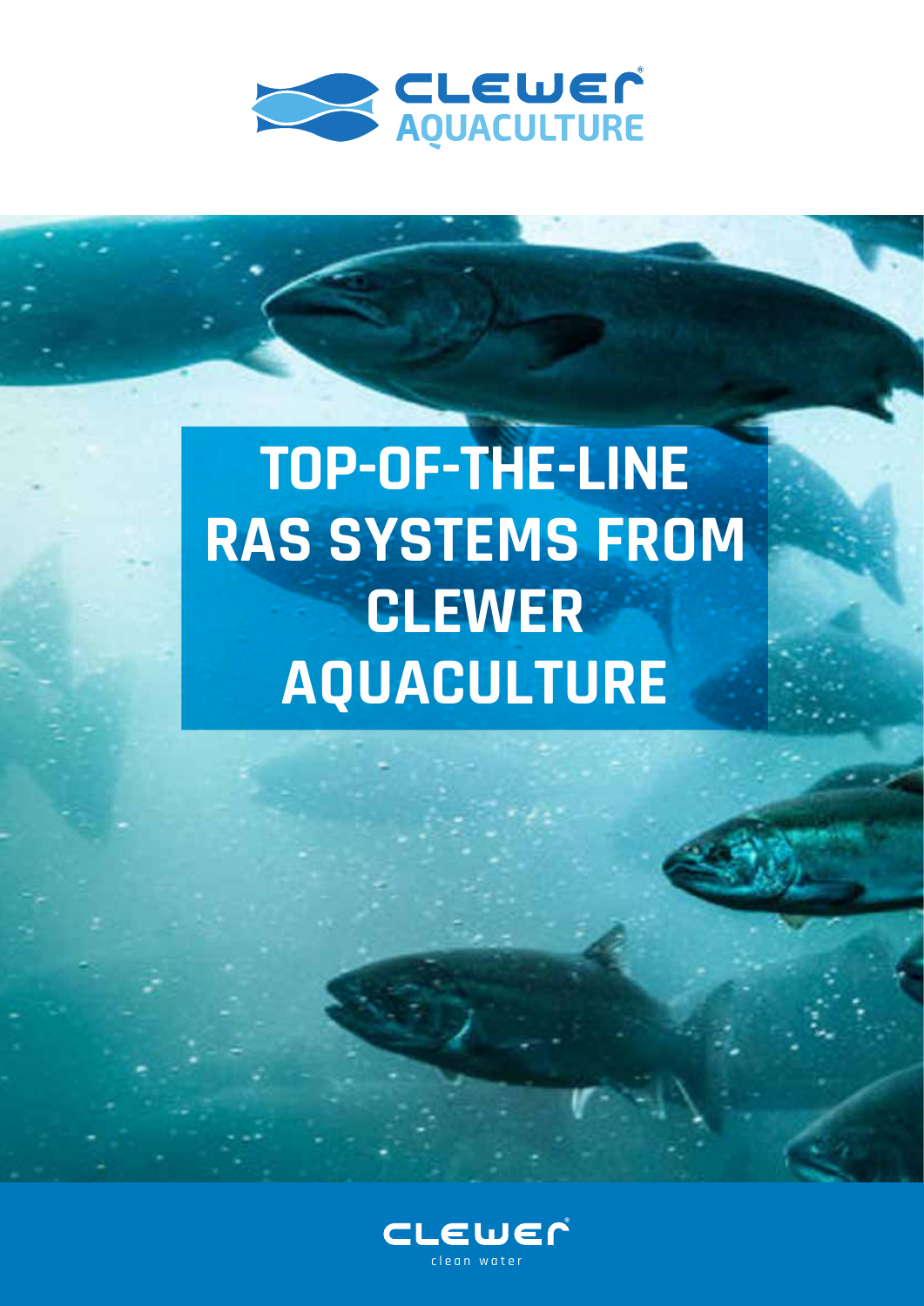CLEWER AQUACULTURE

# TOP-OF-THE-LINE RAS SYSTEMS FROM CLEWER AQUACULTURE

CLEWER
clean water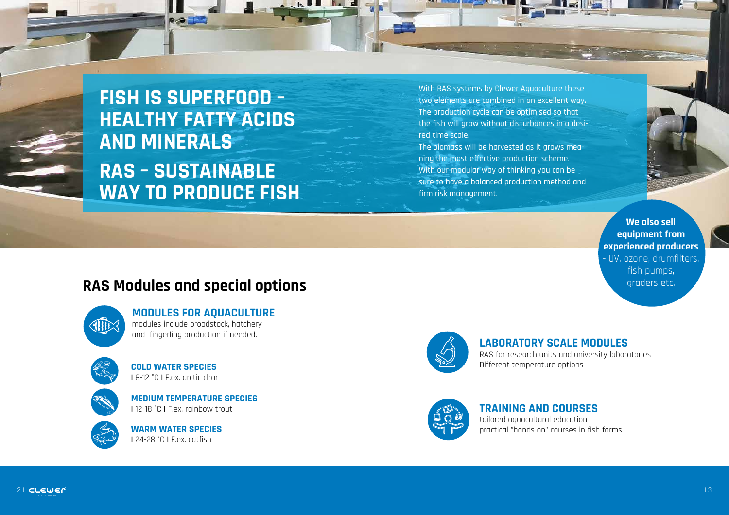# FISH IS SUPERFOOD – HEALTHY FATTY ACIDS AND MINERALS

# RAS – SUSTAINABLE WAY TO PRODUCE FISH

With RAS systems by Clewer Aquaculture these two elements are combined in an excellent way. The production cycle can be optimised so that the fish will grow without disturbances in a desired time scale.

The biomass will be harvested as it grows meaning the most effective production scheme. With our modular way of thinking you can be sure to have a balanced production method and firm risk management.

**We also sell equipment from experienced producers** - UV, ozone, drumfilters, fish pumps, graders etc.

## RAS Modules and special options

### MODULES FOR AQUACULTURE

modules include broodstock, hatchery and fingerling production if needed.

**COLD WATER SPECIES**
I 8-12 °C I F.ex. arctic char

**MEDIUM TEMPERATURE SPECIES**
I 12-18 °C I F.ex. rainbow trout

**WARM WATER SPECIES**
I 24-28 °C I F.ex. catfish

### LABORATORY SCALE MODULES

RAS for research units and university laboratories
Different temperature options

### TRAINING AND COURSES

tailored aquacultural education
practical "hands on" courses in fish farms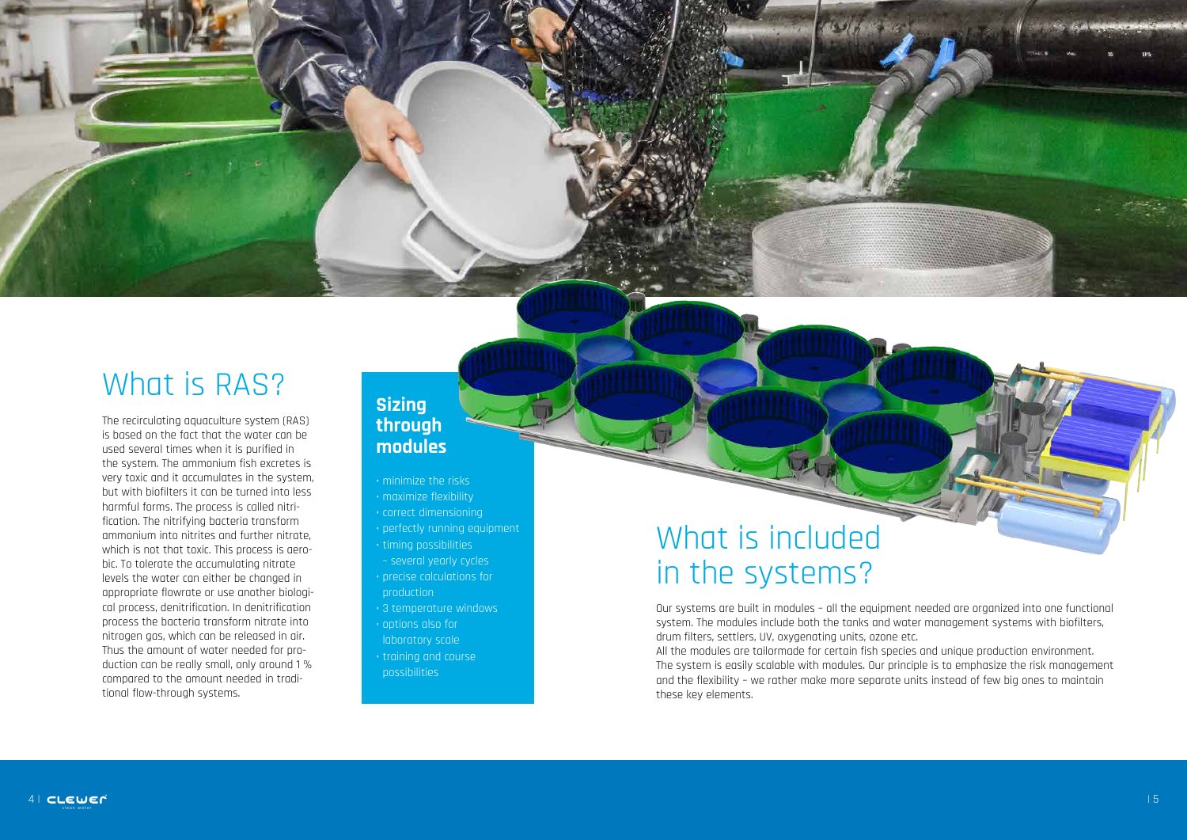# What is RAS?

The recirculating aquaculture system (RAS) is based on the fact that the water can be used several times when it is purified in the system. The ammonium fish excretes is very toxic and it accumulates in the system, but with biofilters it can be turned into less harmful forms. The process is called nitrification. The nitrifying bacteria transform ammonium into nitrites and further nitrate, which is not that toxic. This process is aerobic. To tolerate the accumulating nitrate levels the water can either be changed in appropriate flowrate or use another biological process, denitrification. In denitrification process the bacteria transform nitrate into nitrogen gas, which can be released in air. Thus the amount of water needed for production can be really small, only around 1 % compared to the amount needed in traditional flow-through systems.

## Sizing through modules

- minimize the risks
- maximize flexibility
- correct dimensioning
- perfectly running equipment
- timing possibilities – several yearly cycles
- precise calculations for production
- 3 temperature windows
- options also for laboratory scale
- training and course possibilities

# What is included in the systems?

Our systems are built in modules – all the equipment needed are organized into one functional system. The modules include both the tanks and water management systems with biofilters, drum filters, settlers, UV, oxygenating units, ozone etc.

All the modules are tailormade for certain fish species and unique production environment. The system is easily scalable with modules. Our principle is to emphasize the risk management and the flexibility – we rather make more separate units instead of few big ones to maintain these key elements.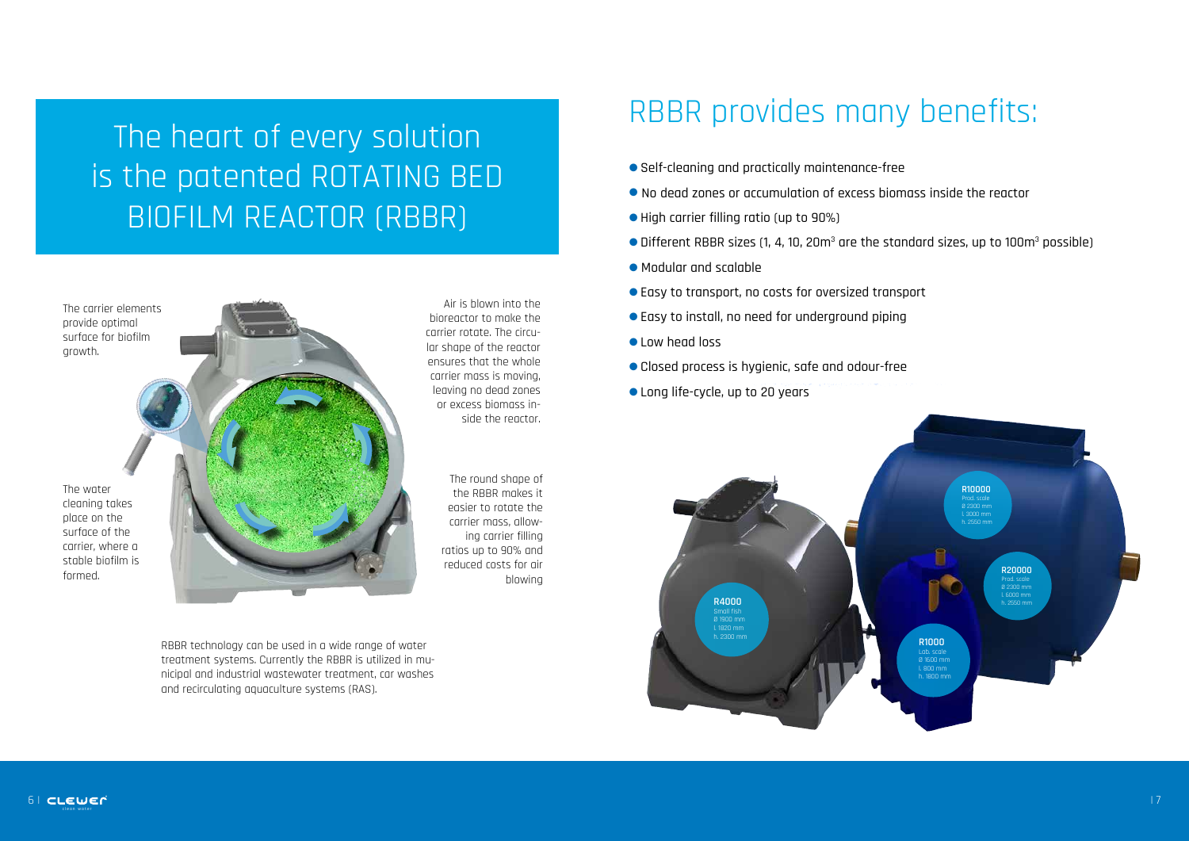# The heart of every solution is the patented ROTATING BED BIOFILM REACTOR (RBBR)

The carrier elements provide optimal surface for biofilm growth.

The water cleaning takes place on the surface of the carrier, where a stable biofilm is formed.

Air is blown into the bioreactor to make the carrier rotate. The circular shape of the reactor ensures that the whole carrier mass is moving, leaving no dead zones or excess biomass inside the reactor.

The round shape of the RBBR makes it easier to rotate the carrier mass, allowing carrier filling ratios up to 90% and reduced costs for air blowing

RBBR technology can be used in a wide range of water treatment systems. Currently the RBBR is utilized in municipal and industrial wastewater treatment, car washes and recirculating aquaculture systems (RAS).

# RBBR provides many benefits:

- Self-cleaning and practically maintenance-free
- No dead zones or accumulation of excess biomass inside the reactor
- High carrier filling ratio (up to 90%)
- Different RBBR sizes (1, 4, 10, 20m$^3$ are the standard sizes, up to 100m$^3$ possible)
- Modular and scalable
- Easy to transport, no costs for oversized transport
- Easy to install, no need for underground piping
- Low head loss
- Closed process is hygienic, safe and odour-free
- Long life-cycle, up to 20 years

R10000
Prod. scale
Ø 2300 mm
l. 3000 mm
h. 2550 mm

R20000
Prod. scale
Ø 2300 mm
l. 6000 mm
h. 2550 mm

R4000
Small fish
Ø 1900 mm
l. 1820 mm
h. 2300 mm

R1000
Lab. scale
Ø 1600 mm
l. 800 mm
h. 1800 mm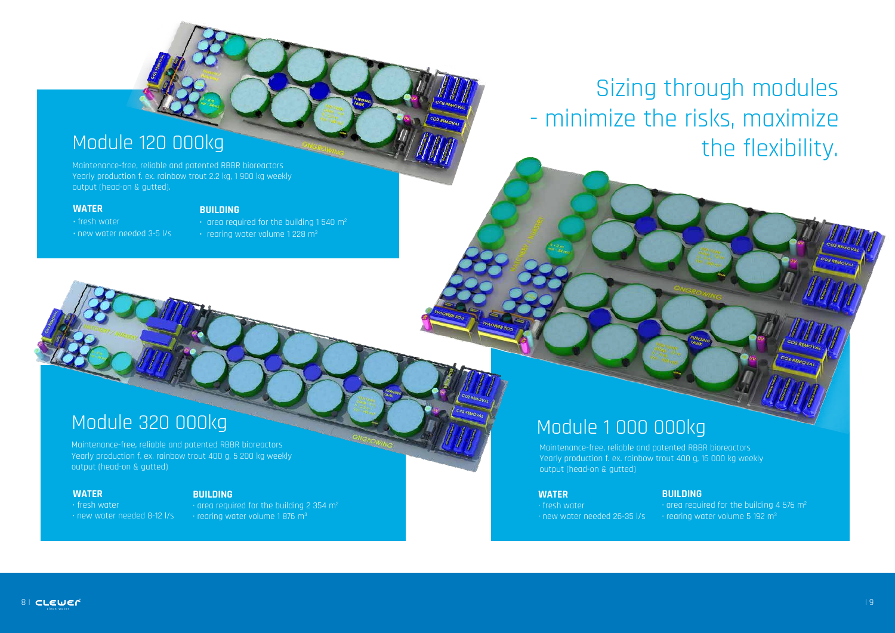# Sizing through modules - minimize the risks, maximize the flexibility.

## Module 120 000kg

Maintenance-free, reliable and patented RBBR bioreactors
Yearly production f. ex. rainbow trout 2.2 kg, 1 900 kg weekly output (head-on & gutted).

**WATER**

- fresh water
- new water needed 3-5 l/s

**BUILDING**

- area required for the building 1 540 $m^2$
- rearing water volume 1 228 $m^3$

## Module 320 000kg

Maintenance-free, reliable and patented RBBR bioreactors
Yearly production f. ex. rainbow trout 400 g, 5 200 kg weekly output (head-on & gutted)

**WATER**

- fresh water
- new water needed 8-12 l/s

**BUILDING**

- area required for the building 2 354 $m^2$
- rearing water volume 1 876 $m^3$

## Module 1 000 000kg

Maintenance-free, reliable and patented RBBR bioreactors
Yearly production f. ex. rainbow trout 400 g, 16 000 kg weekly output (head-on & gutted)

**WATER**

- fresh water
- new water needed 26-35 l/s

**BUILDING**

- area required for the building 4 576 $m^2$
- rearing water volume 5 192 $m^3$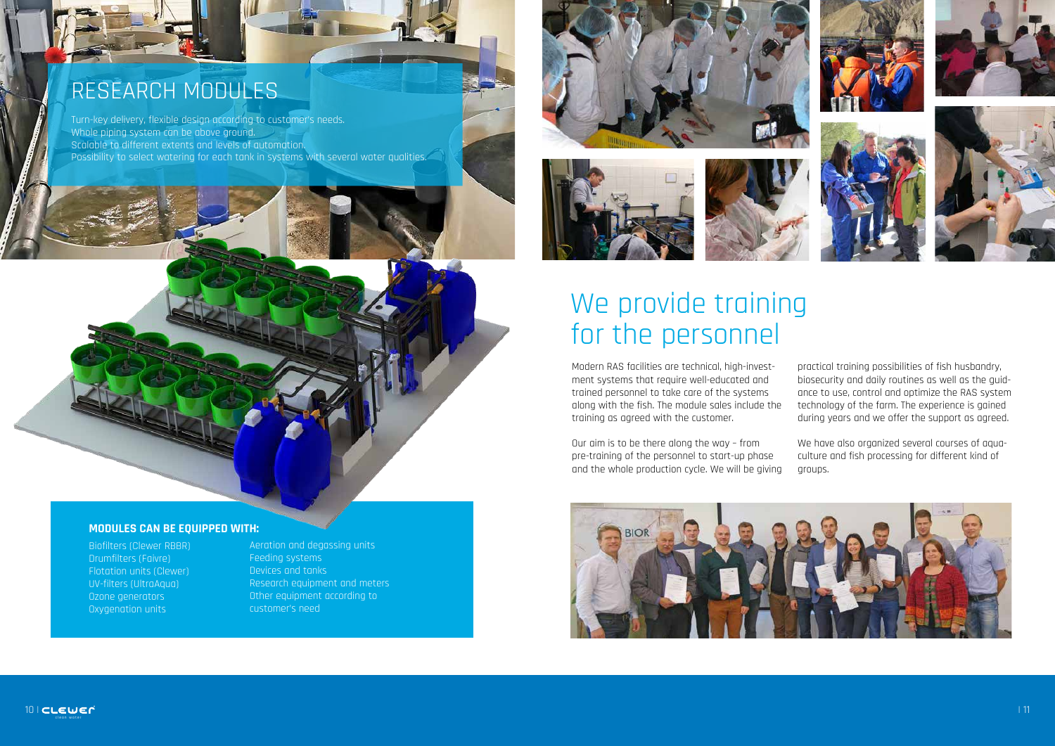# RESEARCH MODULES

Turn-key delivery, flexible design according to customer's needs.
Whole piping system can be above ground.
Scalable to different extents and levels of automation.
Possibility to select watering for each tank in systems with several water qualities.

**MODULES CAN BE EQUIPPED WITH:**

- Biofilters (Clewer RBBR)
- Drumfilters (Faivre)
- Flotation units (Clewer)
- UV-filters (UltraAqua)
- Ozone generators
- Oxygenation units
- Aeration and degassing units
- Feeding systems
- Devices and tanks
- Research equipment and meters
- Other equipment according to customer's need

# We provide training for the personnel

Modern RAS facilities are technical, high-investment systems that require well-educated and trained personnel to take care of the systems along with the fish. The module sales include the training as agreed with the customer.

Our aim is to be there along the way – from pre-training of the personnel to start-up phase and the whole production cycle. We will be giving practical training possibilities of fish husbandry, biosecurity and daily routines as well as the guidance to use, control and optimize the RAS system technology of the farm. The experience is gained during years and we offer the support as agreed.

We have also organized several courses of aquaculture and fish processing for different kind of groups.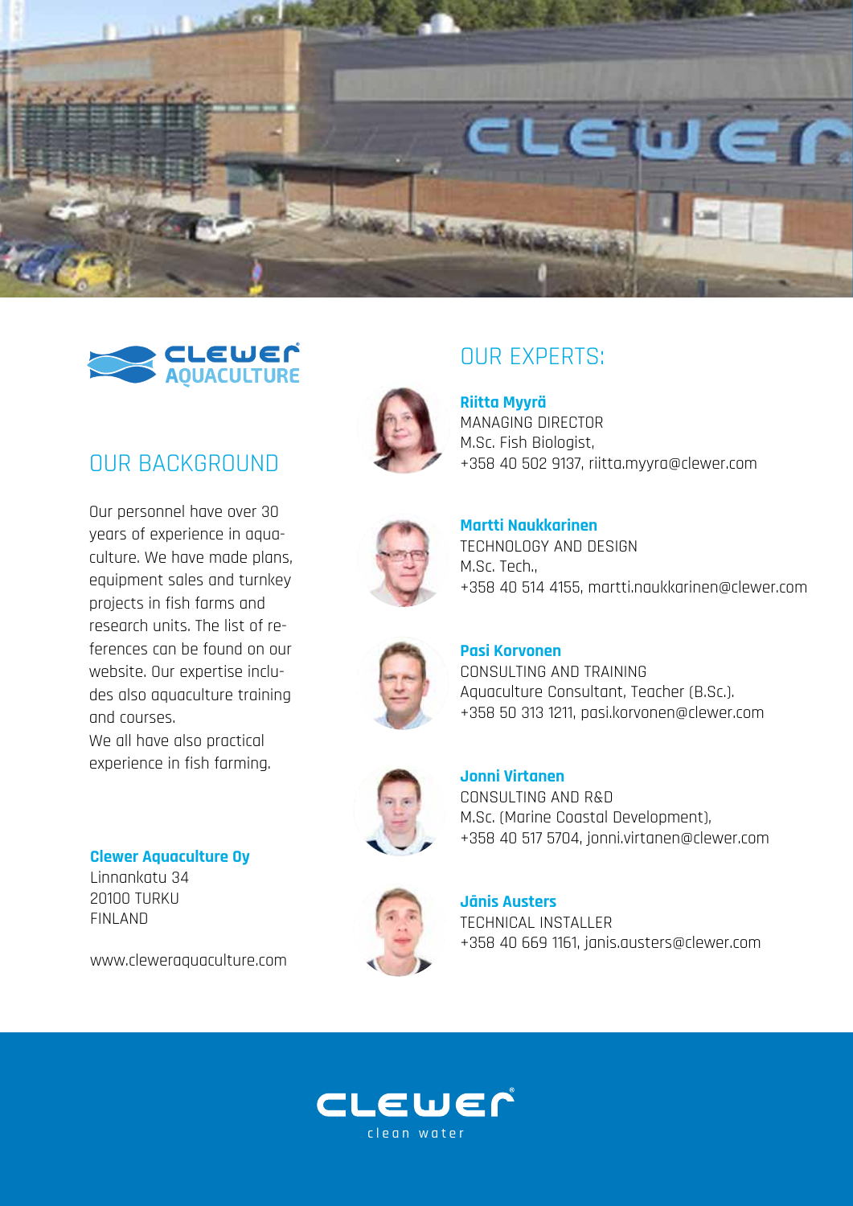CLEWER AQUACULTURE

## OUR BACKGROUND

Our personnel have over 30 years of experience in aquaculture. We have made plans, equipment sales and turnkey projects in fish farms and research units. The list of references can be found on our website. Our expertise includes also aquaculture training and courses.
We all have also practical experience in fish farming.

**Clewer Aquaculture Oy**
Linnankatu 34
20100 TURKU
FINLAND

www.cleweraquaculture.com

## OUR EXPERTS:

**Riitta Myyrä**
MANAGING DIRECTOR
M.Sc. Fish Biologist,
+358 40 502 9137, riitta.myyra@clewer.com

**Martti Naukkarinen**
TECHNOLOGY AND DESIGN
M.Sc. Tech.,
+358 40 514 4155, martti.naukkarinen@clewer.com

**Pasi Korvonen**
CONSULTING AND TRAINING
Aquaculture Consultant, Teacher (B.Sc.).
+358 50 313 1211, pasi.korvonen@clewer.com

**Jonni Virtanen**
CONSULTING AND R&D
M.Sc. (Marine Coastal Development),
+358 40 517 5704, jonni.virtanen@clewer.com

**Jānis Austers**
TECHNICAL INSTALLER
+358 40 669 1161, janis.austers@clewer.com

CLEWER
clean water